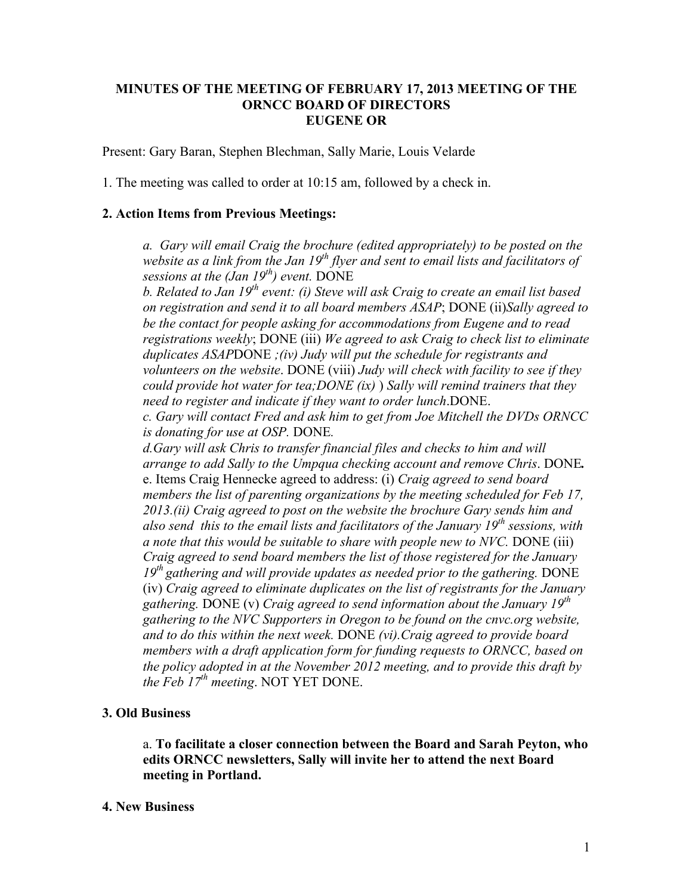**MINUTES OF THE MEETING OF FEBRUARY 17, 2013 MEETING OF THE ORNCC BOARD OF DIRECTORS**
**EUGENE OR**

Present: Gary Baran, Stephen Blechman, Sally Marie, Louis Velarde

1. The meeting was called to order at 10:15 am, followed by a check in.

**2. Action Items from Previous Meetings:**

> *a. Gary will email Craig the brochure (edited appropriately) to be posted on the website as a link from the Jan 19th flyer and sent to email lists and facilitators of sessions at the (Jan 19th) event.* DONE
>
> *b. Related to Jan 19th event: (i) Steve will ask Craig to create an email list based on registration and send it to all board members ASAP*; DONE (ii)*Sally agreed to be the contact for people asking for accommodations from Eugene and to read registrations weekly*; DONE (iii) *We agreed to ask Craig to check list to eliminate duplicates ASAP*DONE *;(iv) Judy will put the schedule for registrants and volunteers on the website*. DONE (viii) *Judy will check with facility to see if they could provide hot water for tea;DONE (ix)* ) *Sally will remind trainers that they need to register and indicate if they want to order lunch*.DONE.
>
> *c. Gary will contact Fred and ask him to get from Joe Mitchell the DVDs ORNCC is donating for use at OSP.* DONE.
>
> *d.Gary will ask Chris to transfer financial files and checks to him and will arrange to add Sally to the Umpqua checking account and remove Chris*. DONE*.*
>
> e. Items Craig Hennecke agreed to address: (i) *Craig agreed to send board members the list of parenting organizations by the meeting scheduled for Feb 17, 2013.(ii) Craig agreed to post on the website the brochure Gary sends him and also send this to the email lists and facilitators of the January 19th sessions, with a note that this would be suitable to share with people new to NVC.* DONE (iii) *Craig agreed to send board members the list of those registered for the January 19th gathering and will provide updates as needed prior to the gathering.* DONE (iv) *Craig agreed to eliminate duplicates on the list of registrants for the January gathering.* DONE (v) *Craig agreed to send information about the January 19th gathering to the NVC Supporters in Oregon to be found on the cnvc.org website, and to do this within the next week.* DONE *(vi).Craig agreed to provide board members with a draft application form for funding requests to ORNCC, based on the policy adopted in at the November 2012 meeting, and to provide this draft by the Feb 17th meeting*. NOT YET DONE.

**3. Old Business**

> a. **To facilitate a closer connection between the Board and Sarah Peyton, who edits ORNCC newsletters, Sally will invite her to attend the next Board meeting in Portland.**

**4. New Business**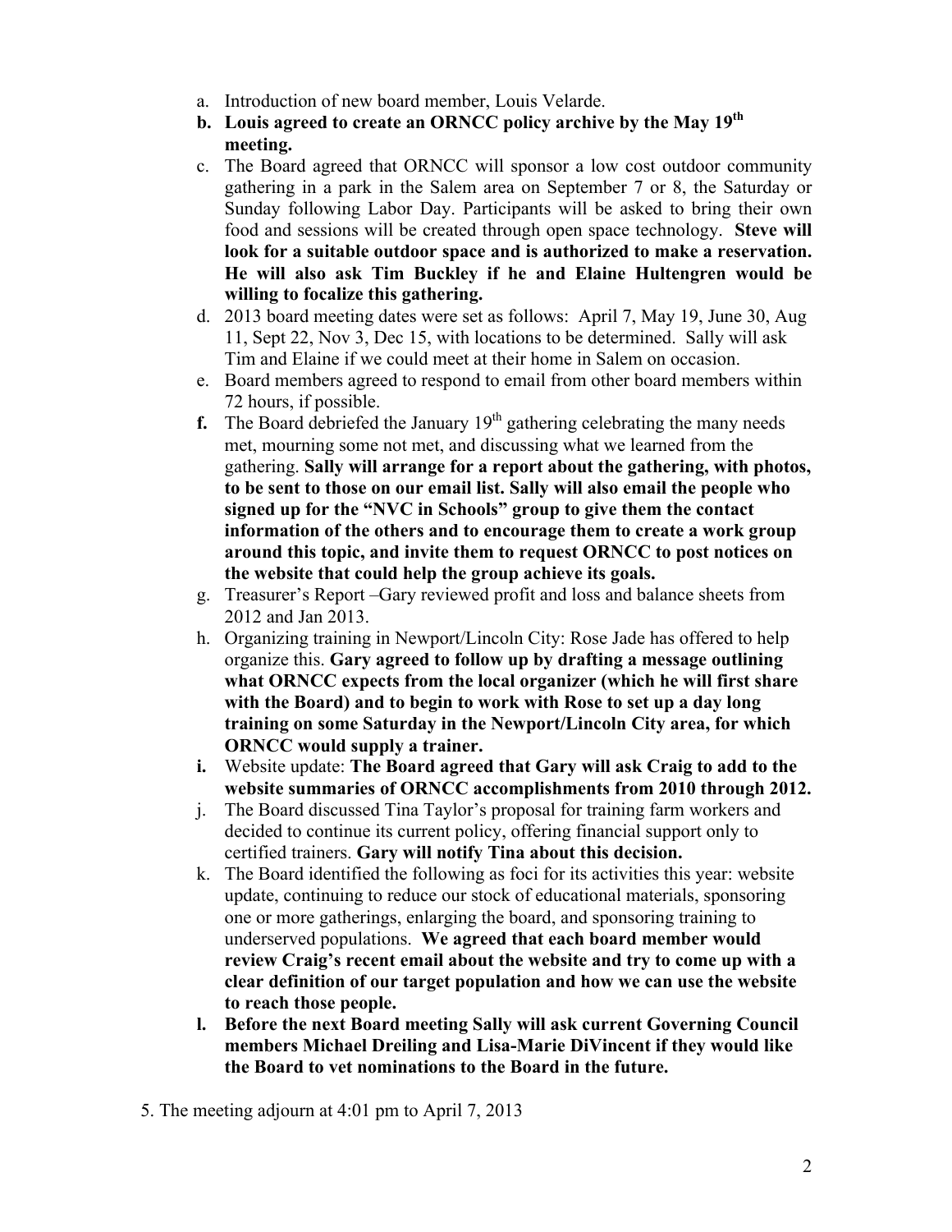a. Introduction of new board member, Louis Velarde.
b. **Louis agreed to create an ORNCC policy archive by the May 19th meeting.**
c. The Board agreed that ORNCC will sponsor a low cost outdoor community gathering in a park in the Salem area on September 7 or 8, the Saturday or Sunday following Labor Day. Participants will be asked to bring their own food and sessions will be created through open space technology. **Steve will look for a suitable outdoor space and is authorized to make a reservation. He will also ask Tim Buckley if he and Elaine Hultengren would be willing to focalize this gathering.**
d. 2013 board meeting dates were set as follows: April 7, May 19, June 30, Aug 11, Sept 22, Nov 3, Dec 15, with locations to be determined. Sally will ask Tim and Elaine if we could meet at their home in Salem on occasion.
e. Board members agreed to respond to email from other board members within 72 hours, if possible.
f. The Board debriefed the January 19th gathering celebrating the many needs met, mourning some not met, and discussing what we learned from the gathering. **Sally will arrange for a report about the gathering, with photos, to be sent to those on our email list. Sally will also email the people who signed up for the "NVC in Schools" group to give them the contact information of the others and to encourage them to create a work group around this topic, and invite them to request ORNCC to post notices on the website that could help the group achieve its goals.**
g. Treasurer's Report –Gary reviewed profit and loss and balance sheets from 2012 and Jan 2013.
h. Organizing training in Newport/Lincoln City: Rose Jade has offered to help organize this. **Gary agreed to follow up by drafting a message outlining what ORNCC expects from the local organizer (which he will first share with the Board) and to begin to work with Rose to set up a day long training on some Saturday in the Newport/Lincoln City area, for which ORNCC would supply a trainer.**
i. Website update: **The Board agreed that Gary will ask Craig to add to the website summaries of ORNCC accomplishments from 2010 through 2012.**
j. The Board discussed Tina Taylor's proposal for training farm workers and decided to continue its current policy, offering financial support only to certified trainers. **Gary will notify Tina about this decision.**
k. The Board identified the following as foci for its activities this year: website update, continuing to reduce our stock of educational materials, sponsoring one or more gatherings, enlarging the board, and sponsoring training to underserved populations. **We agreed that each board member would review Craig's recent email about the website and try to come up with a clear definition of our target population and how we can use the website to reach those people.**
l. **Before the next Board meeting Sally will ask current Governing Council members Michael Dreiling and Lisa-Marie DiVincent if they would like the Board to vet nominations to the Board in the future.**

5. The meeting adjourn at 4:01 pm to April 7, 2013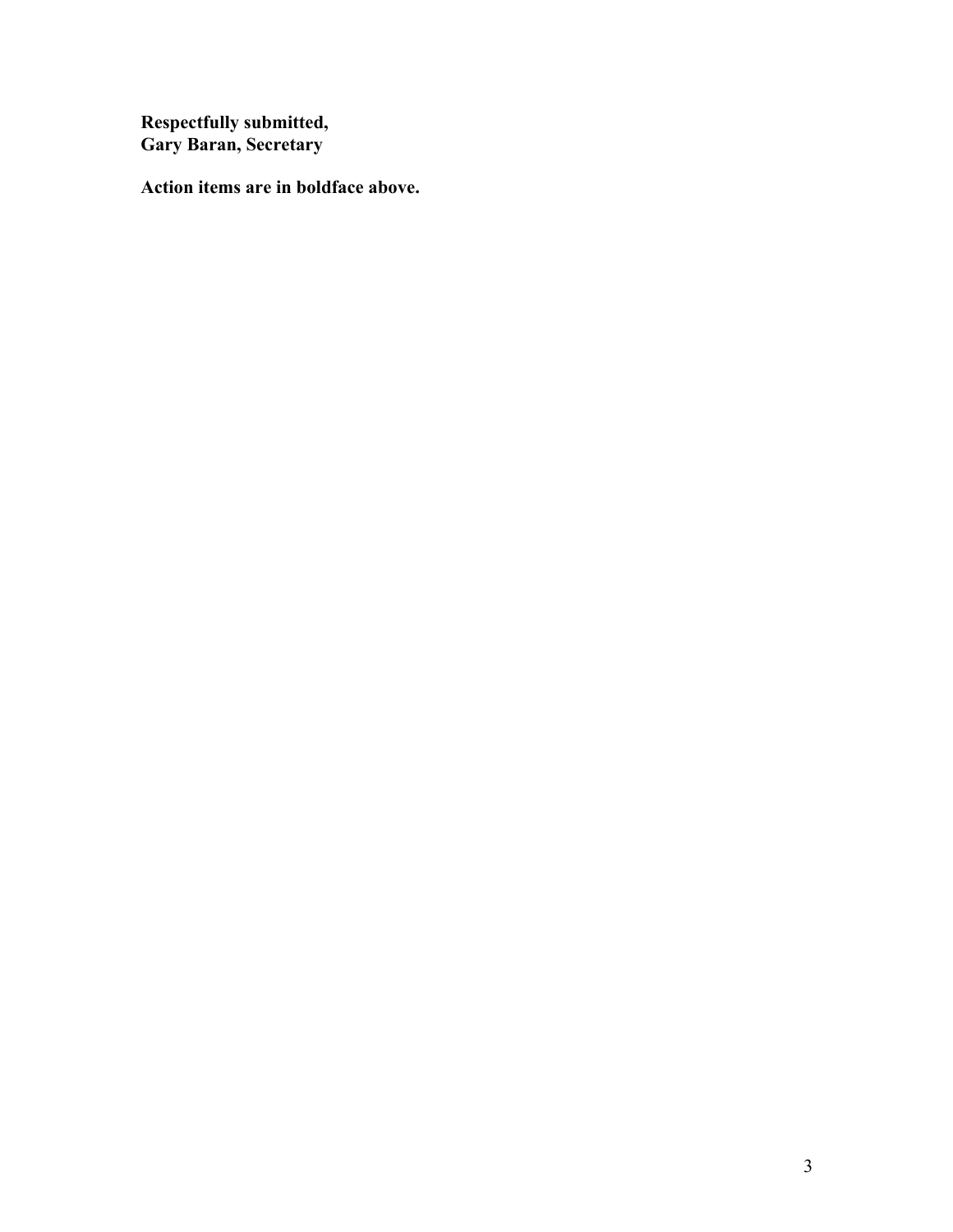**Respectfully submitted,**
**Gary Baran, Secretary**

**Action items are in boldface above.**